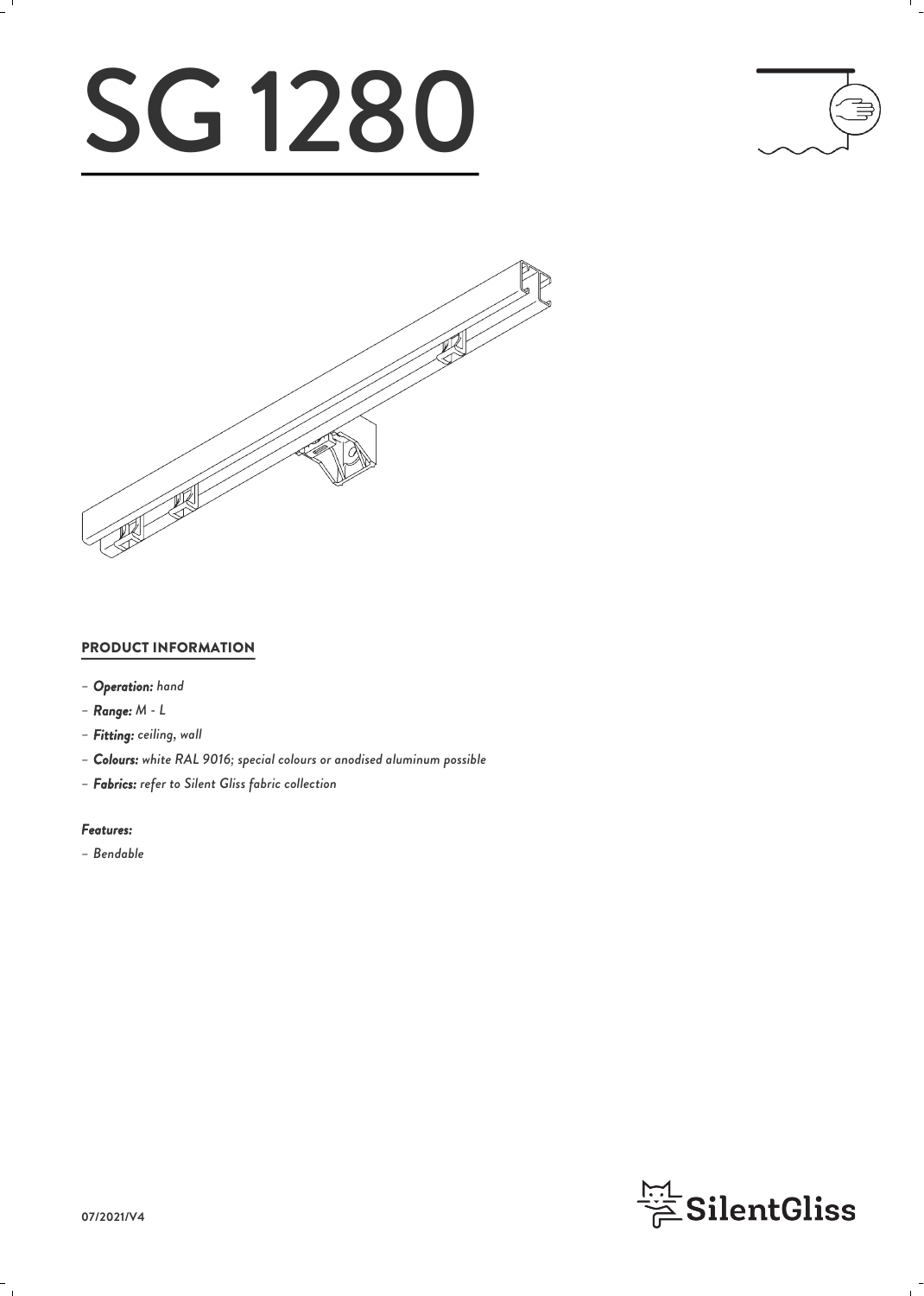# SG 1280

## PRODUCT INFORMATION

- ***Operation:*** *hand*
- ***Range:*** *M - L*
- ***Fitting:*** *ceiling, wall*
- ***Colours:*** *white RAL 9016; special colours or anodised aluminum possible*
- ***Fabrics:*** *refer to Silent Gliss fabric collection*

***Features:***

- *Bendable*

SilentGliss

07/2021/V4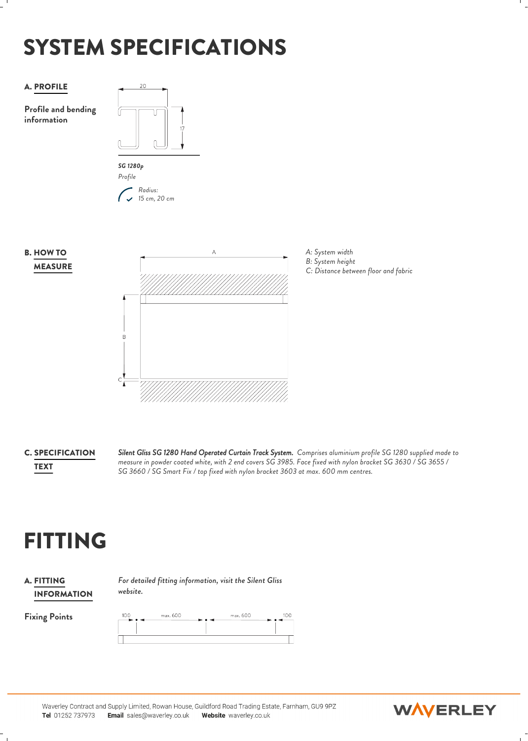# SYSTEM SPECIFICATIONS

**A. PROFILE**

**Profile and bending information**

20

17

***SG 1280p***

*Profile*

*Radius:*
*15 cm, 20 cm*

**B. HOW TO MEASURE**

A

B

C

*A: System width*
*B: System height*
*C: Distance between floor and fabric*

**C. SPECIFICATION TEXT**

***Silent Gliss SG 1280 Hand Operated Curtain Track System.*** *Comprises aluminium profile SG 1280 supplied made to measure in powder coated white, with 2 end covers SG 3985. Face fixed with nylon bracket SG 3630 / SG 3655 / SG 3660 / SG Smart Fix / top fixed with nylon bracket 3603 at max. 600 mm centres.*

# FITTING

**A. FITTING INFORMATION**

*For detailed fitting information, visit the Silent Gliss website.*

**Fixing Points**

100 max. 600 max. 600 100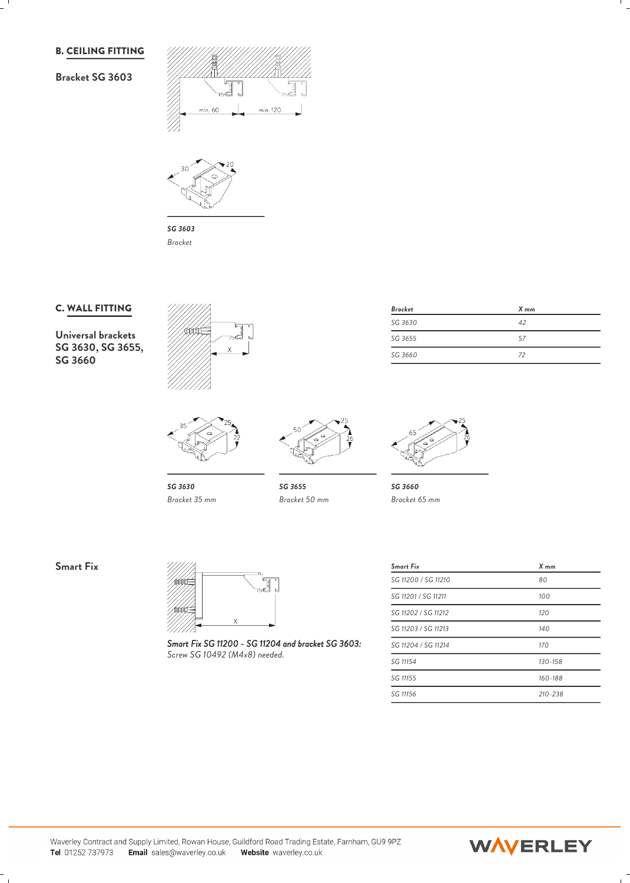## B. CEILING FITTING

### Bracket SG 3603

min. 60 min. 120

**SG 3603**
*Bracket*

## C. WALL FITTING

### Universal brackets SG 3630, SG 3655, SG 3660

| Bracket | X mm |
|---|---|
| SG 3630 | 42 |
| SG 3655 | 57 |
| SG 3660 | 72 |

**SG 3630**
*Bracket 35 mm*

**SG 3655**
*Bracket 50 mm*

**SG 3660**
*Bracket 65 mm*

### Smart Fix

***Smart Fix SG 11200 - SG 11204 and bracket SG 3603:***
*Screw SG 10492 (M4x8) needed.*

| Smart Fix | X mm |
|---|---|
| SG 11200 / SG 11210 | 80 |
| SG 11201 / SG 11211 | 100 |
| SG 11202 / SG 11212 | 120 |
| SG 11203 / SG 11213 | 140 |
| SG 11204 / SG 11214 | 170 |
| SG 11154 | 130-158 |
| SG 11155 | 160-188 |
| SG 11156 | 210-238 |

Waverley Contract and Supply Limited, Rowan House, Guildford Road Trading Estate, Farnham, GU9 9PZ
**Tel** 01252 737973 **Email** sales@waverley.co.uk **Website** waverley.co.uk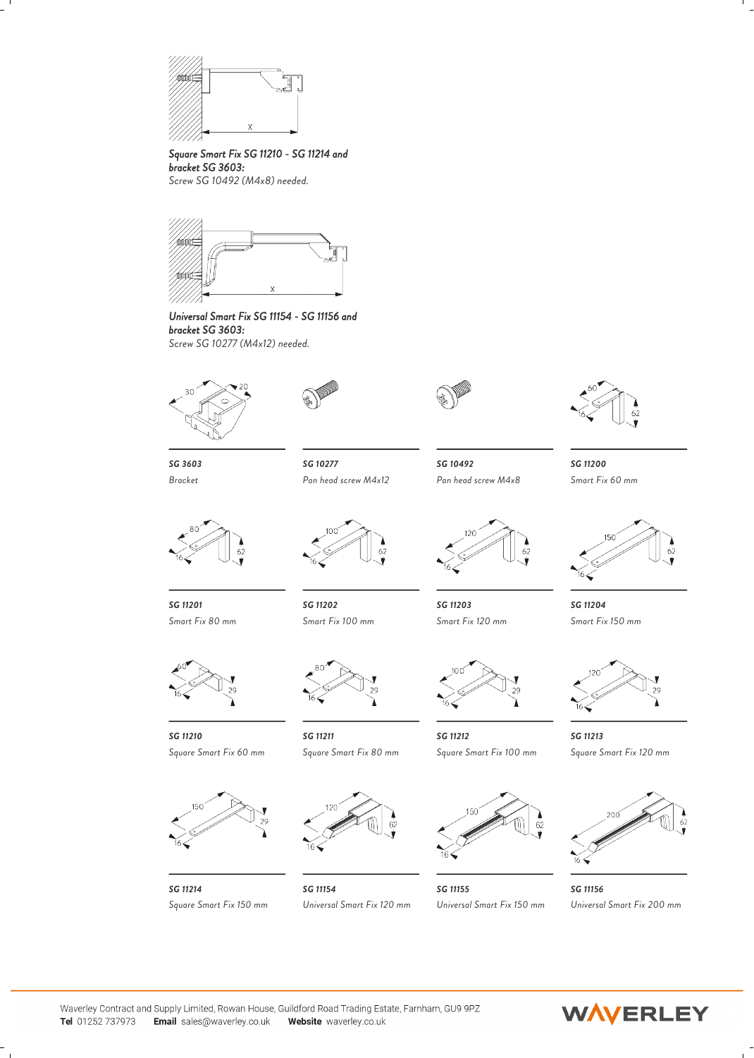***Square Smart Fix SG 11210 - SG 11214 and bracket SG 3603:***
*Screw SG 10492 (M4x8) needed.*

***Universal Smart Fix SG 11154 - SG 11156 and bracket SG 3603:***
*Screw SG 10277 (M4x12) needed.*

***SG 3603***
*Bracket*

***SG 10277***
*Pan head screw M4x12*

***SG 10492***
*Pan head screw M4x8*

***SG 11200***
*Smart Fix 60 mm*

***SG 11201***
*Smart Fix 80 mm*

***SG 11202***
*Smart Fix 100 mm*

***SG 11203***
*Smart Fix 120 mm*

***SG 11204***
*Smart Fix 150 mm*

***SG 11210***
*Square Smart Fix 60 mm*

***SG 11211***
*Square Smart Fix 80 mm*

***SG 11212***
*Square Smart Fix 100 mm*

***SG 11213***
*Square Smart Fix 120 mm*

***SG 11214***
*Square Smart Fix 150 mm*

***SG 11154***
*Universal Smart Fix 120 mm*

***SG 11155***
*Universal Smart Fix 150 mm*

***SG 11156***
*Universal Smart Fix 200 mm*

Waverley Contract and Supply Limited, Rowan House, Guildford Road Trading Estate, Farnham, GU9 9PZ
**Tel** 01252 737973 **Email** sales@waverley.co.uk **Website** waverley.co.uk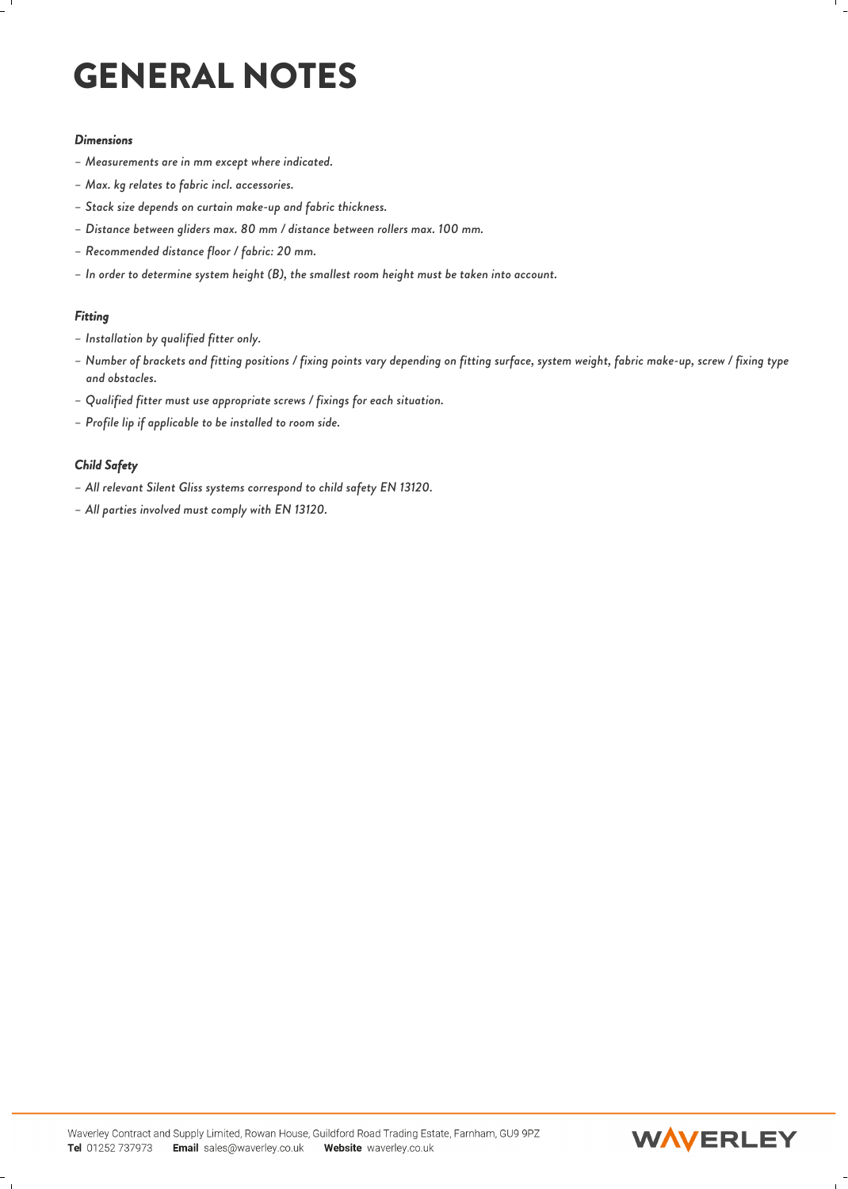# GENERAL NOTES

***Dimensions***

- *Measurements are in mm except where indicated.*
- *Max. kg relates to fabric incl. accessories.*
- *Stack size depends on curtain make-up and fabric thickness.*
- *Distance between gliders max. 80 mm / distance between rollers max. 100 mm.*
- *Recommended distance floor / fabric: 20 mm.*
- *In order to determine system height (B), the smallest room height must be taken into account.*

***Fitting***

- *Installation by qualified fitter only.*
- *Number of brackets and fitting positions / fixing points vary depending on fitting surface, system weight, fabric make-up, screw / fixing type and obstacles.*
- *Qualified fitter must use appropriate screws / fixings for each situation.*
- *Profile lip if applicable to be installed to room side.*

***Child Safety***

- *All relevant Silent Gliss systems correspond to child safety EN 13120.*
- *All parties involved must comply with EN 13120.*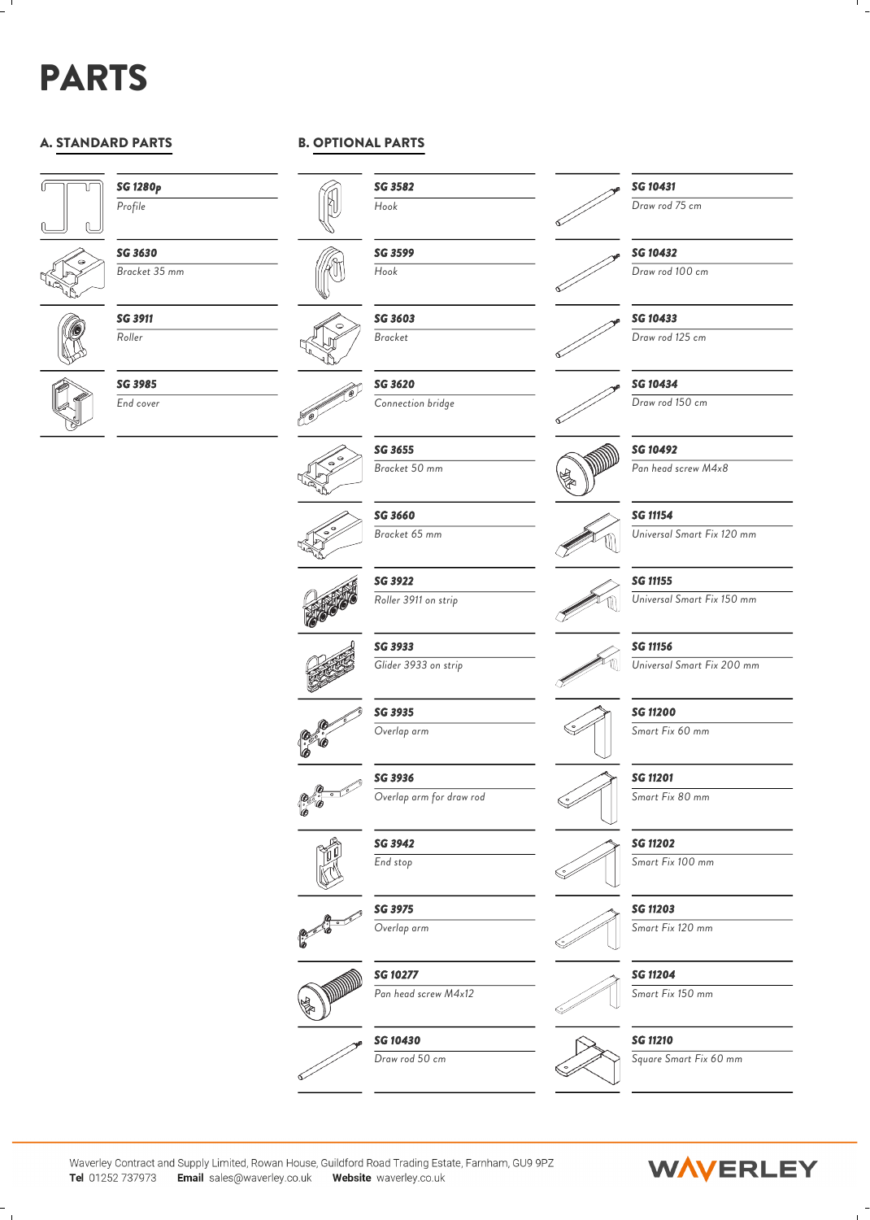# PARTS

## A. STANDARD PARTS

| Code | Description |
|---|---|
| SG 1280p | Profile |
| SG 3630 | Bracket 35 mm |
| SG 3911 | Roller |
| SG 3985 | End cover |

## B. OPTIONAL PARTS

| Code | Description |
|---|---|
| SG 3582 | Hook |
| SG 3599 | Hook |
| SG 3603 | Bracket |
| SG 3620 | Connection bridge |
| SG 3655 | Bracket 50 mm |
| SG 3660 | Bracket 65 mm |
| SG 3922 | Roller 3911 on strip |
| SG 3933 | Glider 3933 on strip |
| SG 3935 | Overlap arm |
| SG 3936 | Overlap arm for draw rod |
| SG 3942 | End stop |
| SG 3975 | Overlap arm |
| SG 10277 | Pan head screw M4x12 |
| SG 10430 | Draw rod 50 cm |
| SG 10431 | Draw rod 75 cm |
| SG 10432 | Draw rod 100 cm |
| SG 10433 | Draw rod 125 cm |
| SG 10434 | Draw rod 150 cm |
| SG 10492 | Pan head screw M4x8 |
| SG 11154 | Universal Smart Fix 120 mm |
| SG 11155 | Universal Smart Fix 150 mm |
| SG 11156 | Universal Smart Fix 200 mm |
| SG 11200 | Smart Fix 60 mm |
| SG 11201 | Smart Fix 80 mm |
| SG 11202 | Smart Fix 100 mm |
| SG 11203 | Smart Fix 120 mm |
| SG 11204 | Smart Fix 150 mm |
| SG 11210 | Square Smart Fix 60 mm |

Waverley Contract and Supply Limited, Rowan House, Guildford Road Trading Estate, Farnham, GU9 9PZ
**Tel** 01252 737973 **Email** sales@waverley.co.uk **Website** waverley.co.uk

WAVERLEY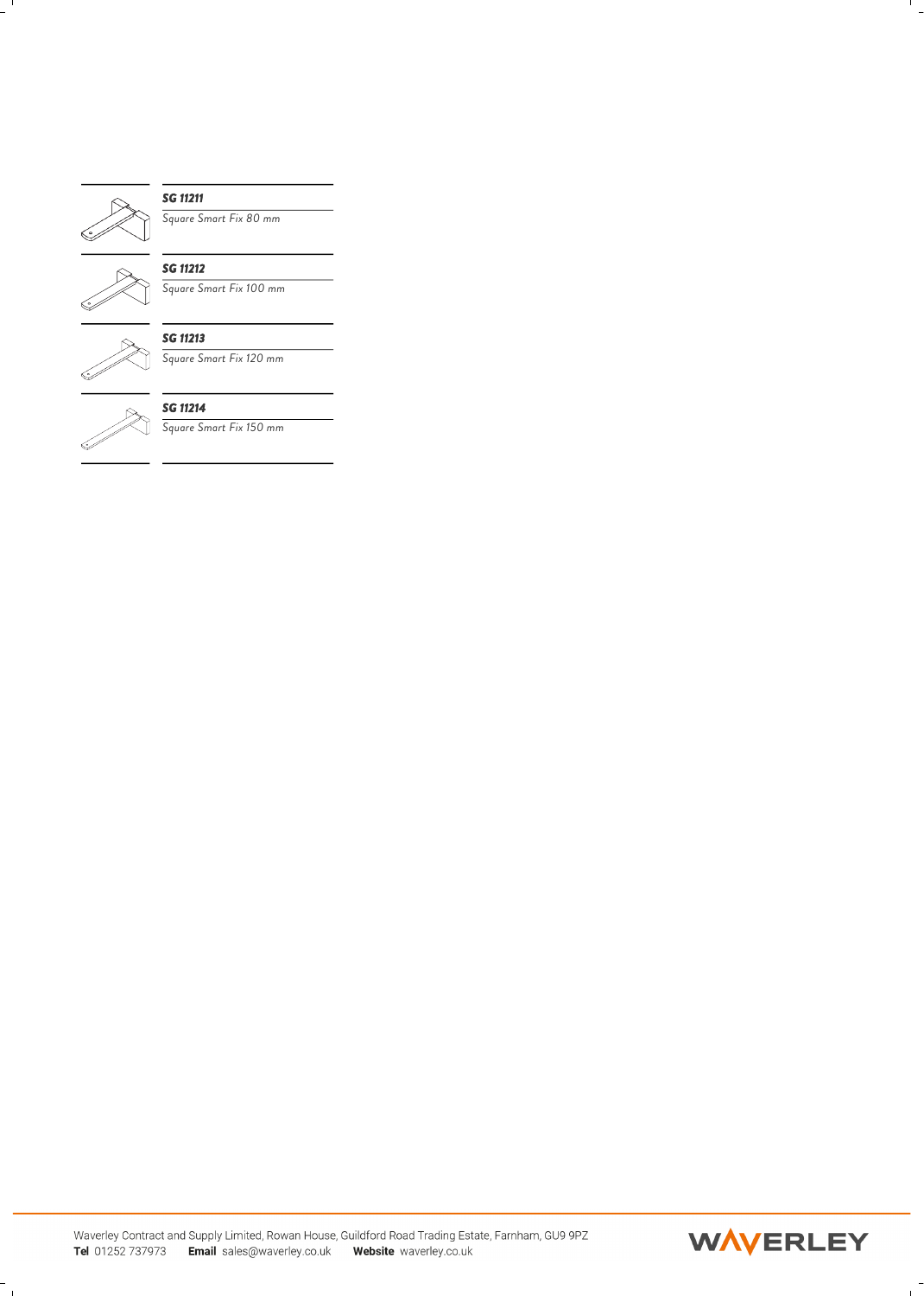**SG 11211**

*Square Smart Fix 80 mm*

**SG 11212**

*Square Smart Fix 100 mm*

**SG 11213**

*Square Smart Fix 120 mm*

**SG 11214**

*Square Smart Fix 150 mm*